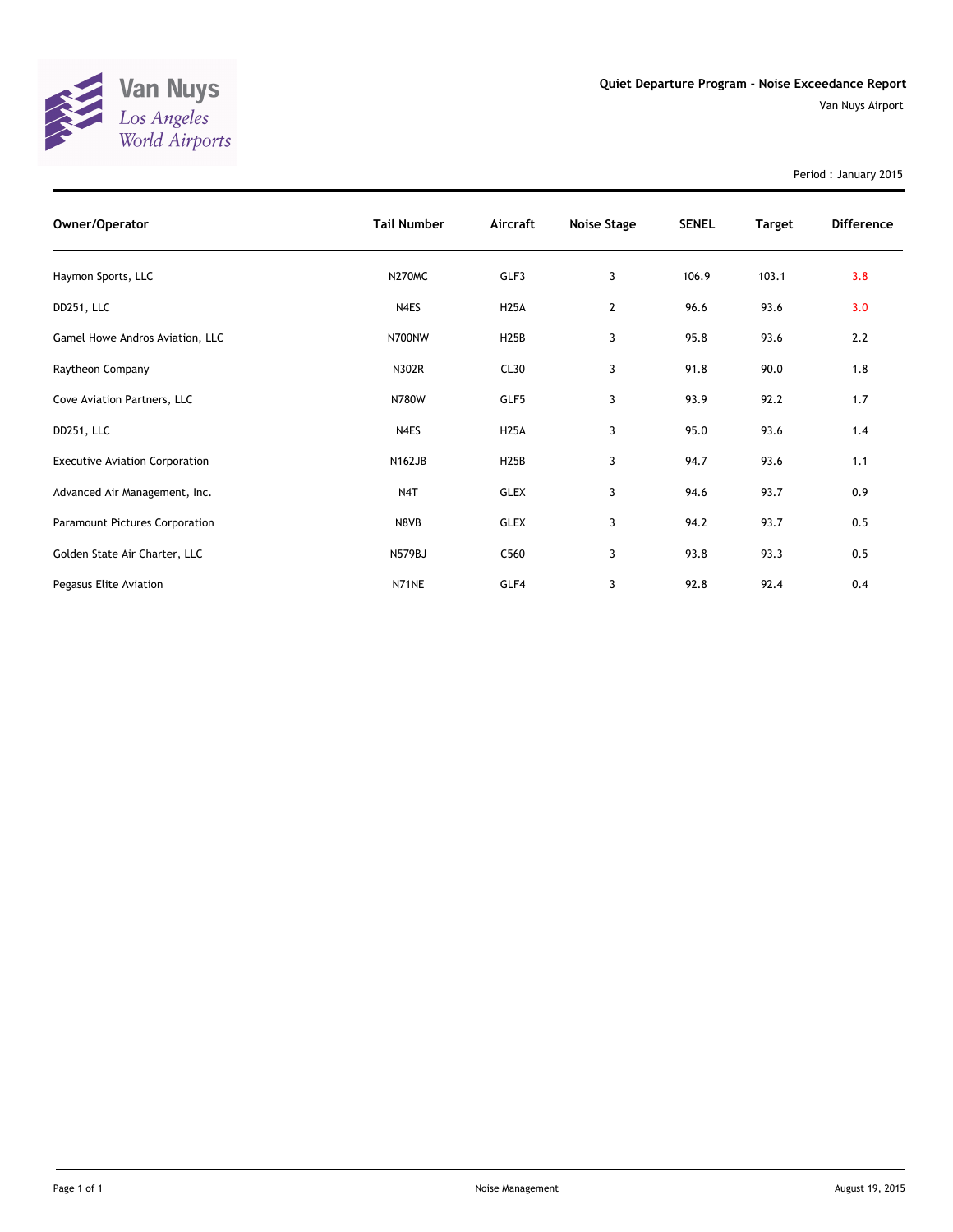Van Nuys
Los Angeles
World Airports

**Quiet Departure Program - Noise Exceedance Report**

Van Nuys Airport

Period : January 2015

| Owner/Operator | Tail Number | Aircraft | Noise Stage | SENEL | Target | Difference |
|---|---|---|---|---|---|---|
| Haymon Sports, LLC | N270MC | GLF3 | 3 | 106.9 | 103.1 | 3.8 |
| DD251, LLC | N4ES | H25A | 2 | 96.6 | 93.6 | 3.0 |
| Gamel Howe Andros Aviation, LLC | N700NW | H25B | 3 | 95.8 | 93.6 | 2.2 |
| Raytheon Company | N302R | CL30 | 3 | 91.8 | 90.0 | 1.8 |
| Cove Aviation Partners, LLC | N780W | GLF5 | 3 | 93.9 | 92.2 | 1.7 |
| DD251, LLC | N4ES | H25A | 3 | 95.0 | 93.6 | 1.4 |
| Executive Aviation Corporation | N162JB | H25B | 3 | 94.7 | 93.6 | 1.1 |
| Advanced Air Management, Inc. | N4T | GLEX | 3 | 94.6 | 93.7 | 0.9 |
| Paramount Pictures Corporation | N8VB | GLEX | 3 | 94.2 | 93.7 | 0.5 |
| Golden State Air Charter, LLC | N579BJ | C560 | 3 | 93.8 | 93.3 | 0.5 |
| Pegasus Elite Aviation | N71NE | GLF4 | 3 | 92.8 | 92.4 | 0.4 |

Noise Management

August 19, 2015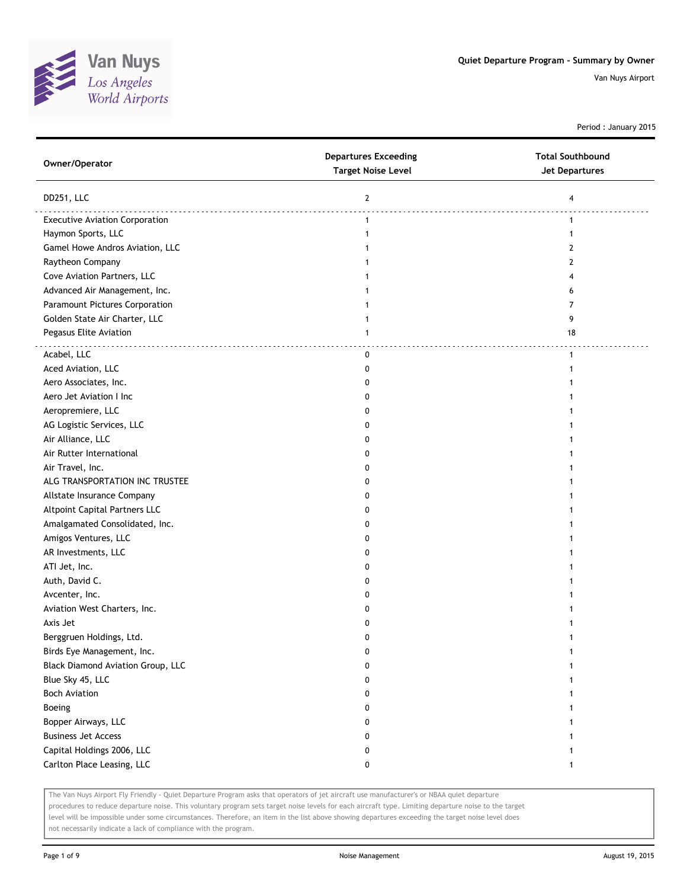# Quiet Departure Program - Summary by Owner

Van Nuys Airport

Period : January 2015

| Owner/Operator | Departures Exceeding Target Noise Level | Total Southbound Jet Departures |
|---|---|---|
| DD251, LLC | 2 | 4 |
| Executive Aviation Corporation | 1 | 1 |
| Haymon Sports, LLC | 1 | 1 |
| Gamel Howe Andros Aviation, LLC | 1 | 2 |
| Raytheon Company | 1 | 2 |
| Cove Aviation Partners, LLC | 1 | 4 |
| Advanced Air Management, Inc. | 1 | 6 |
| Paramount Pictures Corporation | 1 | 7 |
| Golden State Air Charter, LLC | 1 | 9 |
| Pegasus Elite Aviation | 1 | 18 |
| Acabel, LLC | 0 | 1 |
| Aced Aviation, LLC | 0 | 1 |
| Aero Associates, Inc. | 0 | 1 |
| Aero Jet Aviation I Inc | 0 | 1 |
| Aeropremiere, LLC | 0 | 1 |
| AG Logistic Services, LLC | 0 | 1 |
| Air Alliance, LLC | 0 | 1 |
| Air Rutter International | 0 | 1 |
| Air Travel, Inc. | 0 | 1 |
| ALG TRANSPORTATION INC TRUSTEE | 0 | 1 |
| Allstate Insurance Company | 0 | 1 |
| Altpoint Capital Partners LLC | 0 | 1 |
| Amalgamated Consolidated, Inc. | 0 | 1 |
| Amigos Ventures, LLC | 0 | 1 |
| AR Investments, LLC | 0 | 1 |
| ATI Jet, Inc. | 0 | 1 |
| Auth, David C. | 0 | 1 |
| Avcenter, Inc. | 0 | 1 |
| Aviation West Charters, Inc. | 0 | 1 |
| Axis Jet | 0 | 1 |
| Berggruen Holdings, Ltd. | 0 | 1 |
| Birds Eye Management, Inc. | 0 | 1 |
| Black Diamond Aviation Group, LLC | 0 | 1 |
| Blue Sky 45, LLC | 0 | 1 |
| Boch Aviation | 0 | 1 |
| Boeing | 0 | 1 |
| Bopper Airways, LLC | 0 | 1 |
| Business Jet Access | 0 | 1 |
| Capital Holdings 2006, LLC | 0 | 1 |
| Carlton Place Leasing, LLC | 0 | 1 |

The Van Nuys Airport Fly Friendly - Quiet Departure Program asks that operators of jet aircraft use manufacturer's or NBAA quiet departure procedures to reduce departure noise. This voluntary program sets target noise levels for each aircraft type. Limiting departure noise to the target level will be impossible under some circumstances. Therefore, an item in the list above showing departures exceeding the target noise level does not necessarily indicate a lack of compliance with the program.

Noise Management

August 19, 2015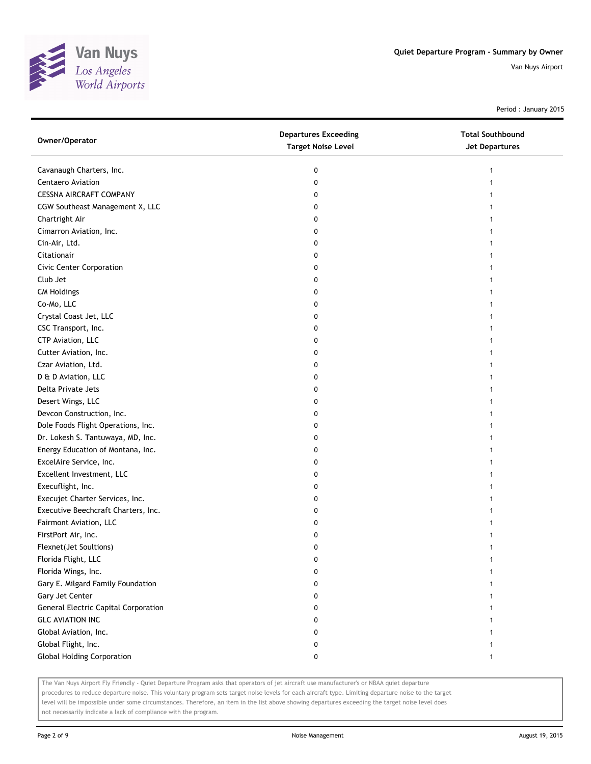Quiet Departure Program - Summary by Owner

Van Nuys Airport

Period : January 2015

| Owner/Operator | Departures Exceeding Target Noise Level | Total Southbound Jet Departures |
|---|---|---|
| Cavanaugh Charters, Inc. | 0 | 1 |
| Centaero Aviation | 0 | 1 |
| CESSNA AIRCRAFT COMPANY | 0 | 1 |
| CGW Southeast Management X, LLC | 0 | 1 |
| Chartright Air | 0 | 1 |
| Cimarron Aviation, Inc. | 0 | 1 |
| Cin-Air, Ltd. | 0 | 1 |
| Citationair | 0 | 1 |
| Civic Center Corporation | 0 | 1 |
| Club Jet | 0 | 1 |
| CM Holdings | 0 | 1 |
| Co-Mo, LLC | 0 | 1 |
| Crystal Coast Jet, LLC | 0 | 1 |
| CSC Transport, Inc. | 0 | 1 |
| CTP Aviation, LLC | 0 | 1 |
| Cutter Aviation, Inc. | 0 | 1 |
| Czar Aviation, Ltd. | 0 | 1 |
| D & D Aviation, LLC | 0 | 1 |
| Delta Private Jets | 0 | 1 |
| Desert Wings, LLC | 0 | 1 |
| Devcon Construction, Inc. | 0 | 1 |
| Dole Foods Flight Operations, Inc. | 0 | 1 |
| Dr. Lokesh S. Tantuwaya, MD, Inc. | 0 | 1 |
| Energy Education of Montana, Inc. | 0 | 1 |
| ExcelAire Service, Inc. | 0 | 1 |
| Excellent Investment, LLC | 0 | 1 |
| Execuflight, Inc. | 0 | 1 |
| Execujet Charter Services, Inc. | 0 | 1 |
| Executive Beechcraft Charters, Inc. | 0 | 1 |
| Fairmont Aviation, LLC | 0 | 1 |
| FirstPort Air, Inc. | 0 | 1 |
| Flexnet(Jet Soultions) | 0 | 1 |
| Florida Flight, LLC | 0 | 1 |
| Florida Wings, Inc. | 0 | 1 |
| Gary E. Milgard Family Foundation | 0 | 1 |
| Gary Jet Center | 0 | 1 |
| General Electric Capital Corporation | 0 | 1 |
| GLC AVIATION INC | 0 | 1 |
| Global Aviation, Inc. | 0 | 1 |
| Global Flight, Inc. | 0 | 1 |
| Global Holding Corporation | 0 | 1 |

The Van Nuys Airport Fly Friendly - Quiet Departure Program asks that operators of jet aircraft use manufacturer's or NBAA quiet departure procedures to reduce departure noise. This voluntary program sets target noise levels for each aircraft type. Limiting departure noise to the target level will be impossible under some circumstances. Therefore, an item in the list above showing departures exceeding the target noise level does not necessarily indicate a lack of compliance with the program.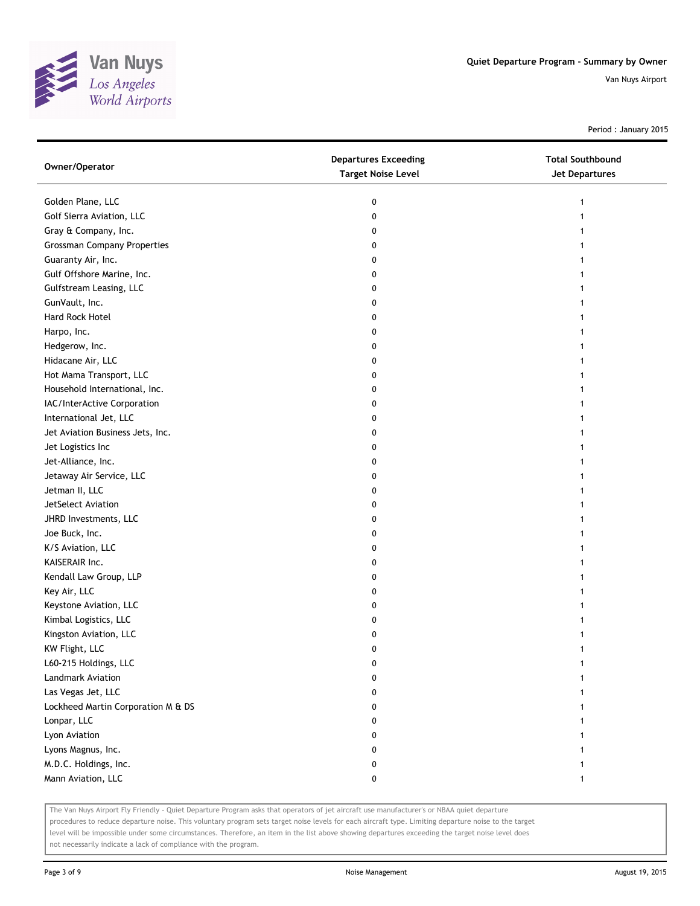**Quiet Departure Program - Summary by Owner**

Van Nuys Airport

Period : January 2015

| Owner/Operator | Departures Exceeding Target Noise Level | Total Southbound Jet Departures |
|---|---|---|
| Golden Plane, LLC | 0 | 1 |
| Golf Sierra Aviation, LLC | 0 | 1 |
| Gray & Company, Inc. | 0 | 1 |
| Grossman Company Properties | 0 | 1 |
| Guaranty Air, Inc. | 0 | 1 |
| Gulf Offshore Marine, Inc. | 0 | 1 |
| Gulfstream Leasing, LLC | 0 | 1 |
| GunVault, Inc. | 0 | 1 |
| Hard Rock Hotel | 0 | 1 |
| Harpo, Inc. | 0 | 1 |
| Hedgerow, Inc. | 0 | 1 |
| Hidacane Air, LLC | 0 | 1 |
| Hot Mama Transport, LLC | 0 | 1 |
| Household International, Inc. | 0 | 1 |
| IAC/InterActive Corporation | 0 | 1 |
| International Jet, LLC | 0 | 1 |
| Jet Aviation Business Jets, Inc. | 0 | 1 |
| Jet Logistics Inc | 0 | 1 |
| Jet-Alliance, Inc. | 0 | 1 |
| Jetaway Air Service, LLC | 0 | 1 |
| Jetman II, LLC | 0 | 1 |
| JetSelect Aviation | 0 | 1 |
| JHRD Investments, LLC | 0 | 1 |
| Joe Buck, Inc. | 0 | 1 |
| K/S Aviation, LLC | 0 | 1 |
| KAISERAIR Inc. | 0 | 1 |
| Kendall Law Group, LLP | 0 | 1 |
| Key Air, LLC | 0 | 1 |
| Keystone Aviation, LLC | 0 | 1 |
| Kimbal Logistics, LLC | 0 | 1 |
| Kingston Aviation, LLC | 0 | 1 |
| KW Flight, LLC | 0 | 1 |
| L60-215 Holdings, LLC | 0 | 1 |
| Landmark Aviation | 0 | 1 |
| Las Vegas Jet, LLC | 0 | 1 |
| Lockheed Martin Corporation M & DS | 0 | 1 |
| Lonpar, LLC | 0 | 1 |
| Lyon Aviation | 0 | 1 |
| Lyons Magnus, Inc. | 0 | 1 |
| M.D.C. Holdings, Inc. | 0 | 1 |
| Mann Aviation, LLC | 0 | 1 |

The Van Nuys Airport Fly Friendly - Quiet Departure Program asks that operators of jet aircraft use manufacturer's or NBAA quiet departure procedures to reduce departure noise. This voluntary program sets target noise levels for each aircraft type. Limiting departure noise to the target level will be impossible under some circumstances. Therefore, an item in the list above showing departures exceeding the target noise level does not necessarily indicate a lack of compliance with the program.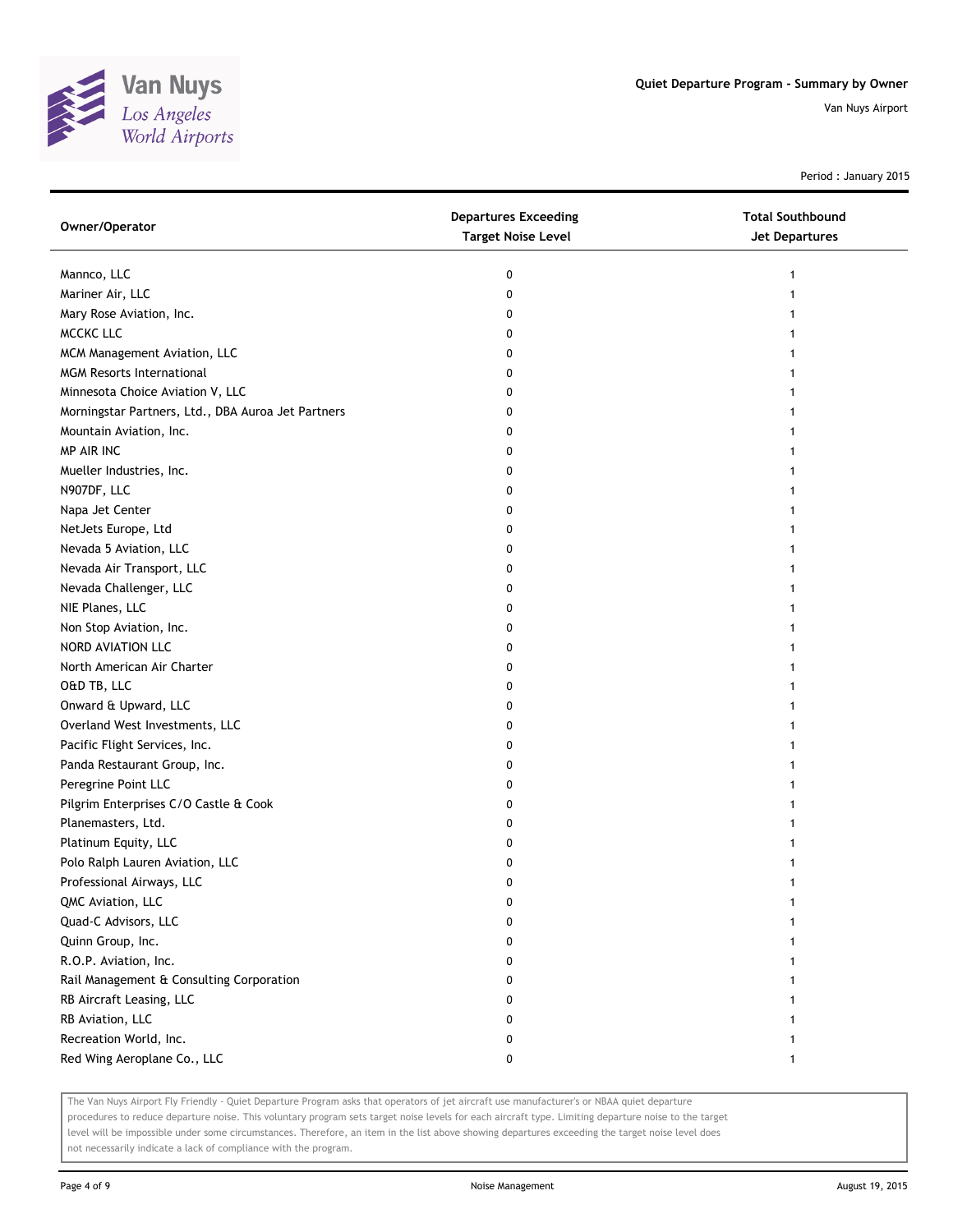# Quiet Departure Program - Summary by Owner

Van Nuys Airport

Period : January 2015

| Owner/Operator | Departures Exceeding Target Noise Level | Total Southbound Jet Departures |
|---|---|---|
| Mannco, LLC | 0 | 1 |
| Mariner Air, LLC | 0 | 1 |
| Mary Rose Aviation, Inc. | 0 | 1 |
| MCCKC LLC | 0 | 1 |
| MCM Management Aviation, LLC | 0 | 1 |
| MGM Resorts International | 0 | 1 |
| Minnesota Choice Aviation V, LLC | 0 | 1 |
| Morningstar Partners, Ltd., DBA Auroa Jet Partners | 0 | 1 |
| Mountain Aviation, Inc. | 0 | 1 |
| MP AIR INC | 0 | 1 |
| Mueller Industries, Inc. | 0 | 1 |
| N907DF, LLC | 0 | 1 |
| Napa Jet Center | 0 | 1 |
| NetJets Europe, Ltd | 0 | 1 |
| Nevada 5 Aviation, LLC | 0 | 1 |
| Nevada Air Transport, LLC | 0 | 1 |
| Nevada Challenger, LLC | 0 | 1 |
| NIE Planes, LLC | 0 | 1 |
| Non Stop Aviation, Inc. | 0 | 1 |
| NORD AVIATION LLC | 0 | 1 |
| North American Air Charter | 0 | 1 |
| O&D TB, LLC | 0 | 1 |
| Onward & Upward, LLC | 0 | 1 |
| Overland West Investments, LLC | 0 | 1 |
| Pacific Flight Services, Inc. | 0 | 1 |
| Panda Restaurant Group, Inc. | 0 | 1 |
| Peregrine Point LLC | 0 | 1 |
| Pilgrim Enterprises C/O Castle & Cook | 0 | 1 |
| Planemasters, Ltd. | 0 | 1 |
| Platinum Equity, LLC | 0 | 1 |
| Polo Ralph Lauren Aviation, LLC | 0 | 1 |
| Professional Airways, LLC | 0 | 1 |
| QMC Aviation, LLC | 0 | 1 |
| Quad-C Advisors, LLC | 0 | 1 |
| Quinn Group, Inc. | 0 | 1 |
| R.O.P. Aviation, Inc. | 0 | 1 |
| Rail Management & Consulting Corporation | 0 | 1 |
| RB Aircraft Leasing, LLC | 0 | 1 |
| RB Aviation, LLC | 0 | 1 |
| Recreation World, Inc. | 0 | 1 |
| Red Wing Aeroplane Co., LLC | 0 | 1 |

The Van Nuys Airport Fly Friendly - Quiet Departure Program asks that operators of jet aircraft use manufacturer's or NBAA quiet departure procedures to reduce departure noise. This voluntary program sets target noise levels for each aircraft type. Limiting departure noise to the target level will be impossible under some circumstances. Therefore, an item in the list above showing departures exceeding the target noise level does not necessarily indicate a lack of compliance with the program.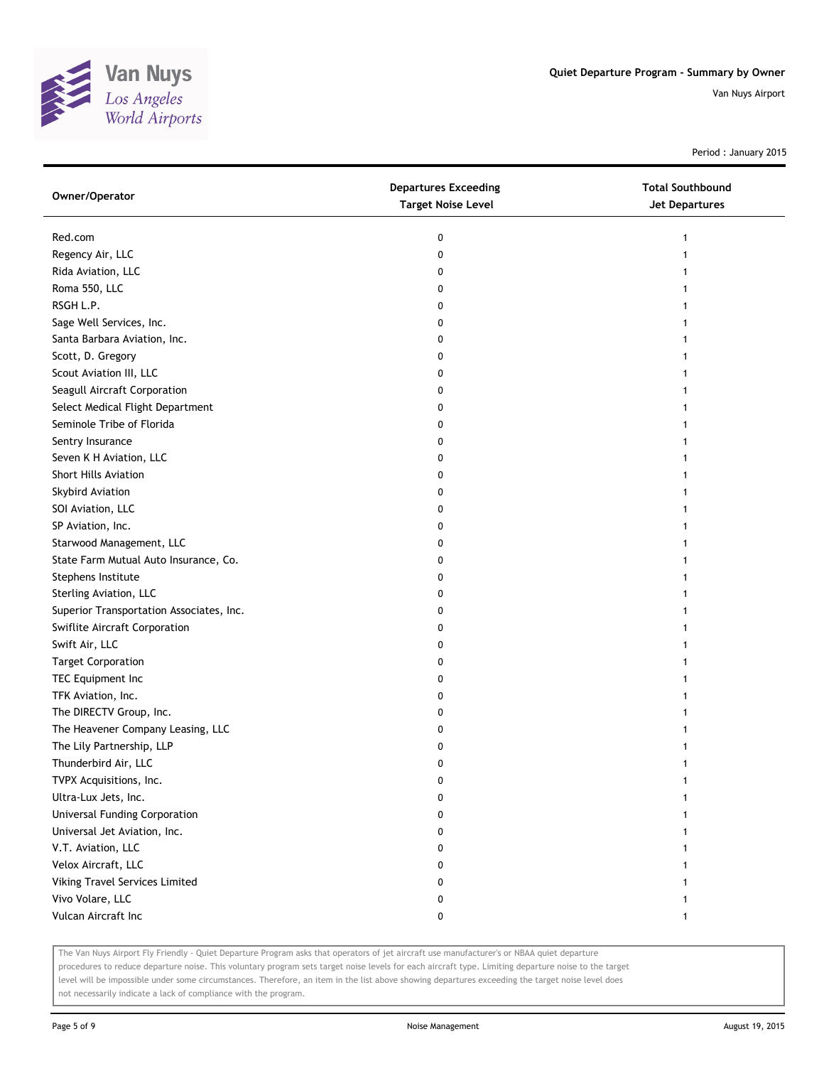Quiet Departure Program - Summary by Owner

Van Nuys Airport

Period : January 2015

| Owner/Operator | Departures Exceeding Target Noise Level | Total Southbound Jet Departures |
|---|---|---|
| Red.com | 0 | 1 |
| Regency Air, LLC | 0 | 1 |
| Rida Aviation, LLC | 0 | 1 |
| Roma 550, LLC | 0 | 1 |
| RSGH L.P. | 0 | 1 |
| Sage Well Services, Inc. | 0 | 1 |
| Santa Barbara Aviation, Inc. | 0 | 1 |
| Scott, D. Gregory | 0 | 1 |
| Scout Aviation III, LLC | 0 | 1 |
| Seagull Aircraft Corporation | 0 | 1 |
| Select Medical Flight Department | 0 | 1 |
| Seminole Tribe of Florida | 0 | 1 |
| Sentry Insurance | 0 | 1 |
| Seven K H Aviation, LLC | 0 | 1 |
| Short Hills Aviation | 0 | 1 |
| Skybird Aviation | 0 | 1 |
| SOI Aviation, LLC | 0 | 1 |
| SP Aviation, Inc. | 0 | 1 |
| Starwood Management, LLC | 0 | 1 |
| State Farm Mutual Auto Insurance, Co. | 0 | 1 |
| Stephens Institute | 0 | 1 |
| Sterling Aviation, LLC | 0 | 1 |
| Superior Transportation Associates, Inc. | 0 | 1 |
| Swiflite Aircraft Corporation | 0 | 1 |
| Swift Air, LLC | 0 | 1 |
| Target Corporation | 0 | 1 |
| TEC Equipment Inc | 0 | 1 |
| TFK Aviation, Inc. | 0 | 1 |
| The DIRECTV Group, Inc. | 0 | 1 |
| The Heavener Company Leasing, LLC | 0 | 1 |
| The Lily Partnership, LLP | 0 | 1 |
| Thunderbird Air, LLC | 0 | 1 |
| TVPX Acquisitions, Inc. | 0 | 1 |
| Ultra-Lux Jets, Inc. | 0 | 1 |
| Universal Funding Corporation | 0 | 1 |
| Universal Jet Aviation, Inc. | 0 | 1 |
| V.T. Aviation, LLC | 0 | 1 |
| Velox Aircraft, LLC | 0 | 1 |
| Viking Travel Services Limited | 0 | 1 |
| Vivo Volare, LLC | 0 | 1 |
| Vulcan Aircraft Inc | 0 | 1 |

The Van Nuys Airport Fly Friendly - Quiet Departure Program asks that operators of jet aircraft use manufacturer's or NBAA quiet departure procedures to reduce departure noise. This voluntary program sets target noise levels for each aircraft type. Limiting departure noise to the target level will be impossible under some circumstances. Therefore, an item in the list above showing departures exceeding the target noise level does not necessarily indicate a lack of compliance with the program.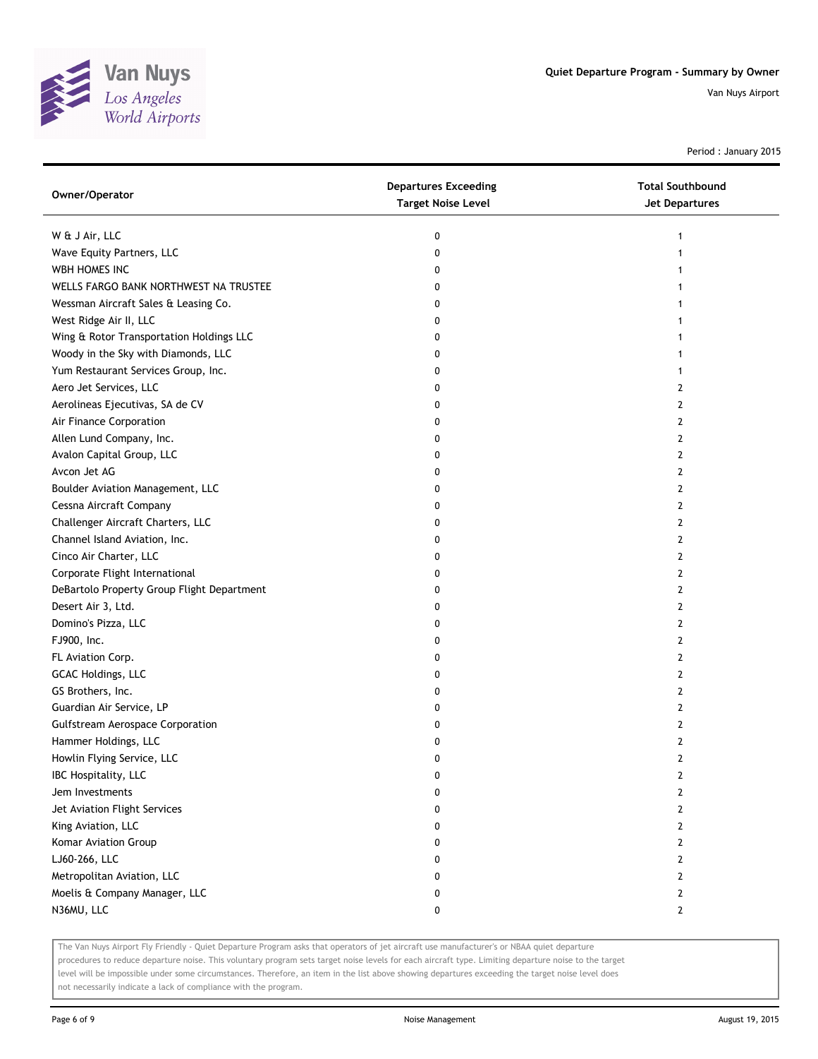# Quiet Departure Program - Summary by Owner

Van Nuys Airport

Period : January 2015

| Owner/Operator | Departures Exceeding Target Noise Level | Total Southbound Jet Departures |
|---|---|---|
| W & J Air, LLC | 0 | 1 |
| Wave Equity Partners, LLC | 0 | 1 |
| WBH HOMES INC | 0 | 1 |
| WELLS FARGO BANK NORTHWEST NA TRUSTEE | 0 | 1 |
| Wessman Aircraft Sales & Leasing Co. | 0 | 1 |
| West Ridge Air II, LLC | 0 | 1 |
| Wing & Rotor Transportation Holdings LLC | 0 | 1 |
| Woody in the Sky with Diamonds, LLC | 0 | 1 |
| Yum Restaurant Services Group, Inc. | 0 | 1 |
| Aero Jet Services, LLC | 0 | 2 |
| Aerolineas Ejecutivas, SA de CV | 0 | 2 |
| Air Finance Corporation | 0 | 2 |
| Allen Lund Company, Inc. | 0 | 2 |
| Avalon Capital Group, LLC | 0 | 2 |
| Avcon Jet AG | 0 | 2 |
| Boulder Aviation Management, LLC | 0 | 2 |
| Cessna Aircraft Company | 0 | 2 |
| Challenger Aircraft Charters, LLC | 0 | 2 |
| Channel Island Aviation, Inc. | 0 | 2 |
| Cinco Air Charter, LLC | 0 | 2 |
| Corporate Flight International | 0 | 2 |
| DeBartolo Property Group Flight Department | 0 | 2 |
| Desert Air 3, Ltd. | 0 | 2 |
| Domino's Pizza, LLC | 0 | 2 |
| FJ900, Inc. | 0 | 2 |
| FL Aviation Corp. | 0 | 2 |
| GCAC Holdings, LLC | 0 | 2 |
| GS Brothers, Inc. | 0 | 2 |
| Guardian Air Service, LP | 0 | 2 |
| Gulfstream Aerospace Corporation | 0 | 2 |
| Hammer Holdings, LLC | 0 | 2 |
| Howlin Flying Service, LLC | 0 | 2 |
| IBC Hospitality, LLC | 0 | 2 |
| Jem Investments | 0 | 2 |
| Jet Aviation Flight Services | 0 | 2 |
| King Aviation, LLC | 0 | 2 |
| Komar Aviation Group | 0 | 2 |
| LJ60-266, LLC | 0 | 2 |
| Metropolitan Aviation, LLC | 0 | 2 |
| Moelis & Company Manager, LLC | 0 | 2 |
| N36MU, LLC | 0 | 2 |

The Van Nuys Airport Fly Friendly - Quiet Departure Program asks that operators of jet aircraft use manufacturer's or NBAA quiet departure procedures to reduce departure noise. This voluntary program sets target noise levels for each aircraft type. Limiting departure noise to the target level will be impossible under some circumstances. Therefore, an item in the list above showing departures exceeding the target noise level does not necessarily indicate a lack of compliance with the program.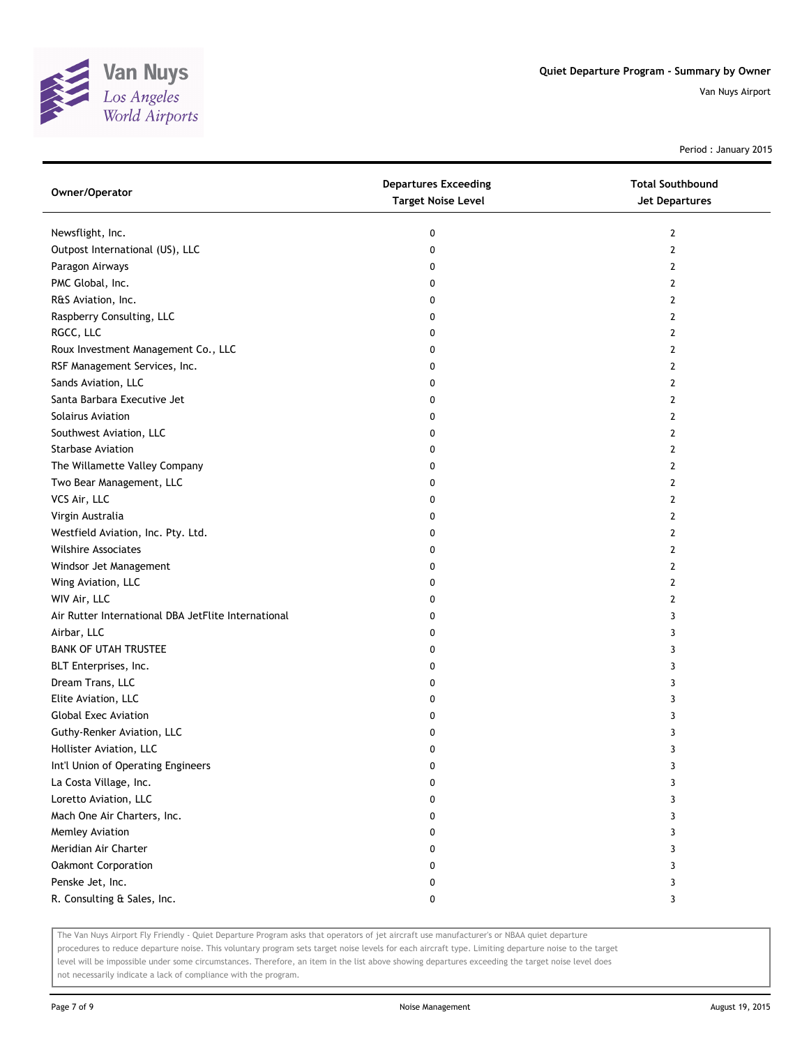# Quiet Departure Program - Summary by Owner

Van Nuys Airport

Period : January 2015

| Owner/Operator | Departures Exceeding Target Noise Level | Total Southbound Jet Departures |
|---|---|---|
| Newsflight, Inc. | 0 | 2 |
| Outpost International (US), LLC | 0 | 2 |
| Paragon Airways | 0 | 2 |
| PMC Global, Inc. | 0 | 2 |
| R&S Aviation, Inc. | 0 | 2 |
| Raspberry Consulting, LLC | 0 | 2 |
| RGCC, LLC | 0 | 2 |
| Roux Investment Management Co., LLC | 0 | 2 |
| RSF Management Services, Inc. | 0 | 2 |
| Sands Aviation, LLC | 0 | 2 |
| Santa Barbara Executive Jet | 0 | 2 |
| Solairus Aviation | 0 | 2 |
| Southwest Aviation, LLC | 0 | 2 |
| Starbase Aviation | 0 | 2 |
| The Willamette Valley Company | 0 | 2 |
| Two Bear Management, LLC | 0 | 2 |
| VCS Air, LLC | 0 | 2 |
| Virgin Australia | 0 | 2 |
| Westfield Aviation, Inc. Pty. Ltd. | 0 | 2 |
| Wilshire Associates | 0 | 2 |
| Windsor Jet Management | 0 | 2 |
| Wing Aviation, LLC | 0 | 2 |
| WIV Air, LLC | 0 | 2 |
| Air Rutter International DBA JetFlite International | 0 | 3 |
| Airbar, LLC | 0 | 3 |
| BANK OF UTAH TRUSTEE | 0 | 3 |
| BLT Enterprises, Inc. | 0 | 3 |
| Dream Trans, LLC | 0 | 3 |
| Elite Aviation, LLC | 0 | 3 |
| Global Exec Aviation | 0 | 3 |
| Guthy-Renker Aviation, LLC | 0 | 3 |
| Hollister Aviation, LLC | 0 | 3 |
| Int'l Union of Operating Engineers | 0 | 3 |
| La Costa Village, Inc. | 0 | 3 |
| Loretto Aviation, LLC | 0 | 3 |
| Mach One Air Charters, Inc. | 0 | 3 |
| Memley Aviation | 0 | 3 |
| Meridian Air Charter | 0 | 3 |
| Oakmont Corporation | 0 | 3 |
| Penske Jet, Inc. | 0 | 3 |
| R. Consulting & Sales, Inc. | 0 | 3 |

The Van Nuys Airport Fly Friendly - Quiet Departure Program asks that operators of jet aircraft use manufacturer's or NBAA quiet departure procedures to reduce departure noise. This voluntary program sets target noise levels for each aircraft type. Limiting departure noise to the target level will be impossible under some circumstances. Therefore, an item in the list above showing departures exceeding the target noise level does not necessarily indicate a lack of compliance with the program.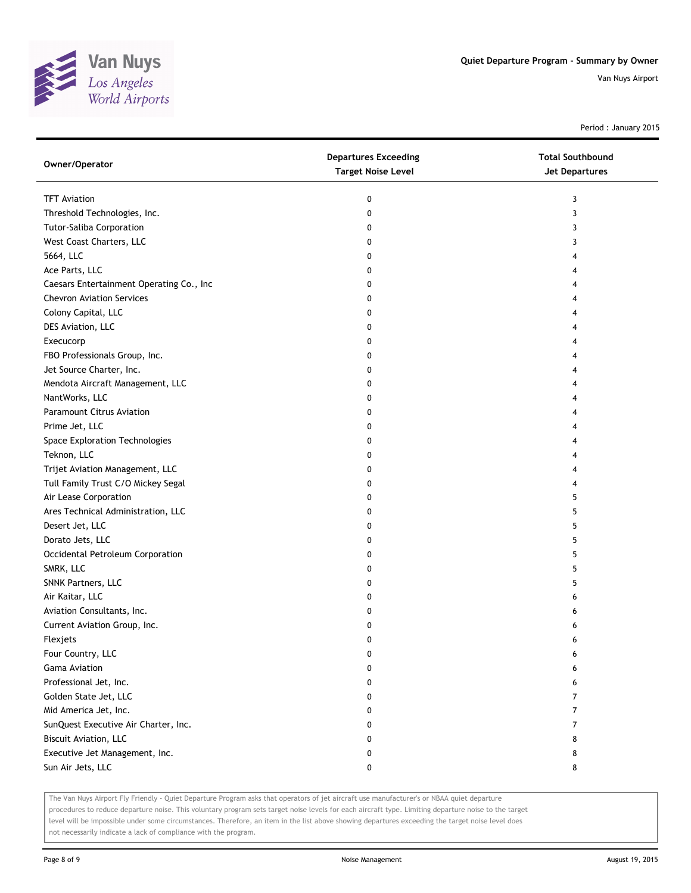| Owner/Operator | Departures Exceeding Target Noise Level | Total Southbound Jet Departures |
|---|---|---|
| TFT Aviation | 0 | 3 |
| Threshold Technologies, Inc. | 0 | 3 |
| Tutor-Saliba Corporation | 0 | 3 |
| West Coast Charters, LLC | 0 | 3 |
| 5664, LLC | 0 | 4 |
| Ace Parts, LLC | 0 | 4 |
| Caesars Entertainment Operating Co., Inc | 0 | 4 |
| Chevron Aviation Services | 0 | 4 |
| Colony Capital, LLC | 0 | 4 |
| DES Aviation, LLC | 0 | 4 |
| Execucorp | 0 | 4 |
| FBO Professionals Group, Inc. | 0 | 4 |
| Jet Source Charter, Inc. | 0 | 4 |
| Mendota Aircraft Management, LLC | 0 | 4 |
| NantWorks, LLC | 0 | 4 |
| Paramount Citrus Aviation | 0 | 4 |
| Prime Jet, LLC | 0 | 4 |
| Space Exploration Technologies | 0 | 4 |
| Teknon, LLC | 0 | 4 |
| Trijet Aviation Management, LLC | 0 | 4 |
| Tull Family Trust C/O Mickey Segal | 0 | 4 |
| Air Lease Corporation | 0 | 5 |
| Ares Technical Administration, LLC | 0 | 5 |
| Desert Jet, LLC | 0 | 5 |
| Dorato Jets, LLC | 0 | 5 |
| Occidental Petroleum Corporation | 0 | 5 |
| SMRK, LLC | 0 | 5 |
| SNNK Partners, LLC | 0 | 5 |
| Air Kaitar, LLC | 0 | 6 |
| Aviation Consultants, Inc. | 0 | 6 |
| Current Aviation Group, Inc. | 0 | 6 |
| Flexjets | 0 | 6 |
| Four Country, LLC | 0 | 6 |
| Gama Aviation | 0 | 6 |
| Professional Jet, Inc. | 0 | 6 |
| Golden State Jet, LLC | 0 | 7 |
| Mid America Jet, Inc. | 0 | 7 |
| SunQuest Executive Air Charter, Inc. | 0 | 7 |
| Biscuit Aviation, LLC | 0 | 8 |
| Executive Jet Management, Inc. | 0 | 8 |
| Sun Air Jets, LLC | 0 | 8 |

The Van Nuys Airport Fly Friendly - Quiet Departure Program asks that operators of jet aircraft use manufacturer's or NBAA quiet departure procedures to reduce departure noise. This voluntary program sets target noise levels for each aircraft type. Limiting departure noise to the target level will be impossible under some circumstances. Therefore, an item in the list above showing departures exceeding the target noise level does not necessarily indicate a lack of compliance with the program.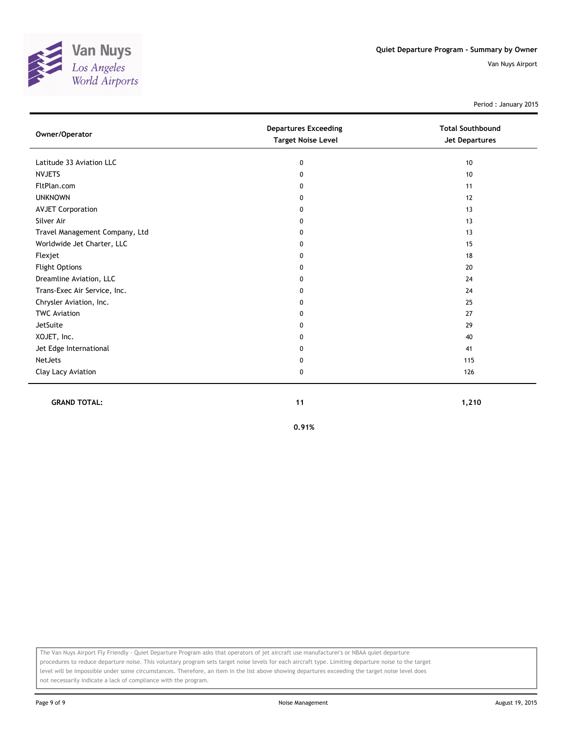| Owner/Operator | Departures Exceeding Target Noise Level | Total Southbound Jet Departures |
|---|---|---|
| Latitude 33 Aviation LLC | 0 | 10 |
| NVJETS | 0 | 10 |
| FltPlan.com | 0 | 11 |
| UNKNOWN | 0 | 12 |
| AVJET Corporation | 0 | 13 |
| Silver Air | 0 | 13 |
| Travel Management Company, Ltd | 0 | 13 |
| Worldwide Jet Charter, LLC | 0 | 15 |
| Flexjet | 0 | 18 |
| Flight Options | 0 | 20 |
| Dreamline Aviation, LLC | 0 | 24 |
| Trans-Exec Air Service, Inc. | 0 | 24 |
| Chrysler Aviation, Inc. | 0 | 25 |
| TWC Aviation | 0 | 27 |
| JetSuite | 0 | 29 |
| XOJET, Inc. | 0 | 40 |
| Jet Edge International | 0 | 41 |
| NetJets | 0 | 115 |
| Clay Lacy Aviation | 0 | 126 |
| **GRAND TOTAL:** | **11** | **1,210** |
| | **0.91%** | |

The Van Nuys Airport Fly Friendly - Quiet Departure Program asks that operators of jet aircraft use manufacturer's or NBAA quiet departure procedures to reduce departure noise. This voluntary program sets target noise levels for each aircraft type. Limiting departure noise to the target level will be impossible under some circumstances. Therefore, an item in the list above showing departures exceeding the target noise level does not necessarily indicate a lack of compliance with the program.